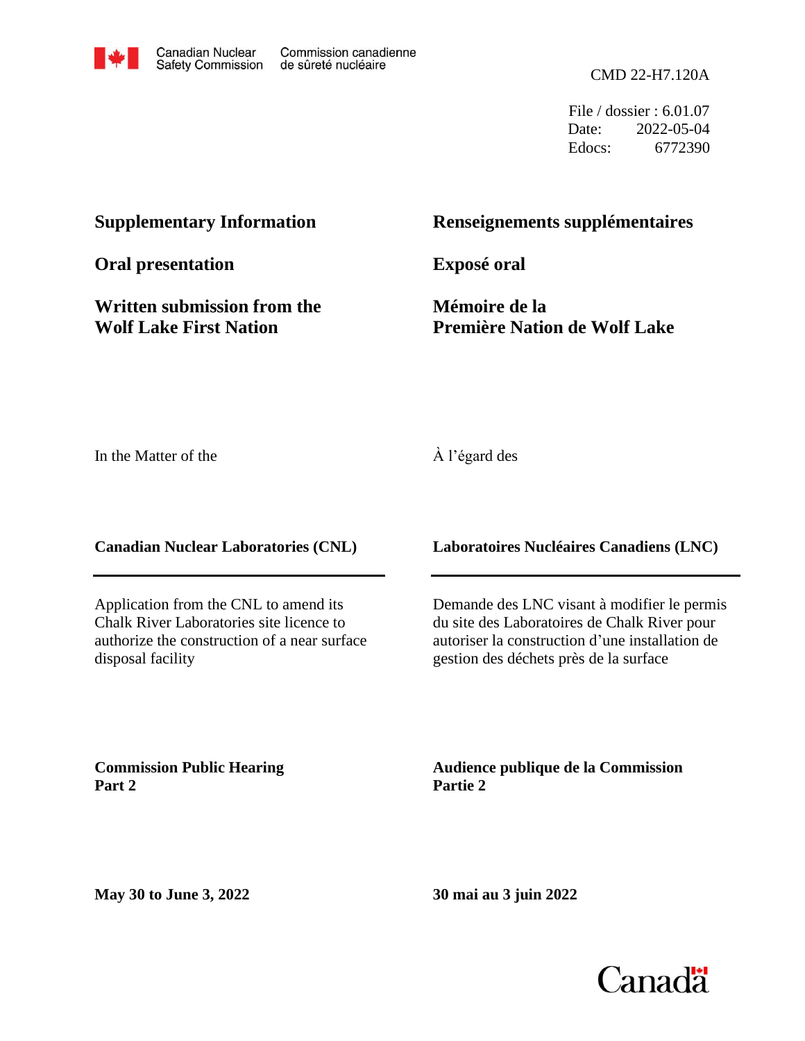Canadian Nuclear Safety Commission / Commission canadienne de sûreté nucléaire

CMD 22-H7.120A

File / dossier : 6.01.07
Date: 2022-05-04
Edocs: 6772390

**Supplementary Information**

**Oral presentation**

**Written submission from the Wolf Lake First Nation**

**Renseignements supplémentaires**

**Exposé oral**

**Mémoire de la Première Nation de Wolf Lake**

In the Matter of the

À l'égard des

**Canadian Nuclear Laboratories (CNL)**

**Laboratoires Nucléaires Canadiens (LNC)**

Application from the CNL to amend its Chalk River Laboratories site licence to authorize the construction of a near surface disposal facility

Demande des LNC visant à modifier le permis du site des Laboratoires de Chalk River pour autoriser la construction d'une installation de gestion des déchets près de la surface

**Commission Public Hearing Part 2**

**Audience publique de la Commission Partie 2**

**May 30 to June 3, 2022**

**30 mai au 3 juin 2022**

Canada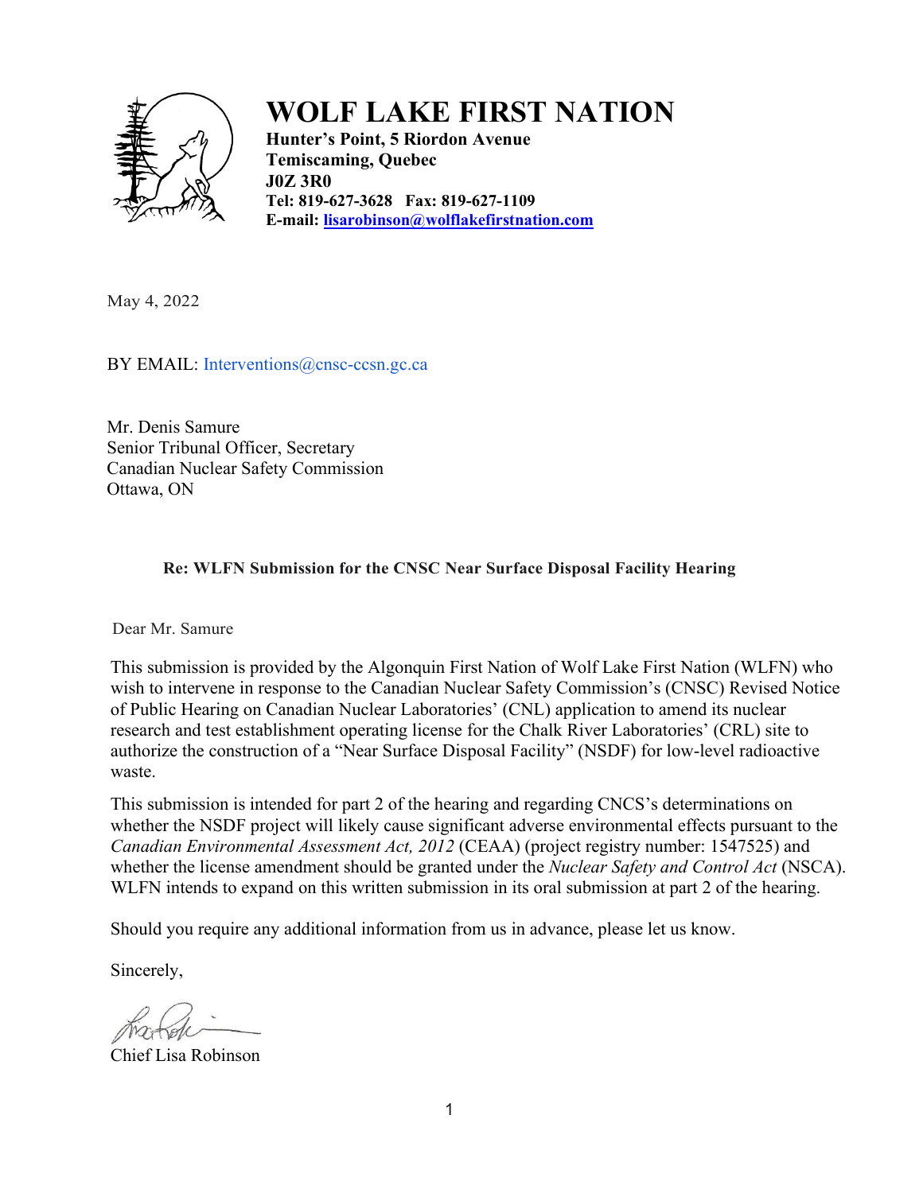# WOLF LAKE FIRST NATION

**Hunter's Point, 5 Riordon Avenue**
**Temiscaming, Quebec**
**J0Z 3R0**
**Tel: 819-627-3628 Fax: 819-627-1109**
**E-mail: lisarobinson@wolflakefirstnation.com**

May 4, 2022

BY EMAIL: Interventions@cnsc-ccsn.gc.ca

Mr. Denis Samure
Senior Tribunal Officer, Secretary
Canadian Nuclear Safety Commission
Ottawa, ON

**Re: WLFN Submission for the CNSC Near Surface Disposal Facility Hearing**

Dear Mr. Samure

This submission is provided by the Algonquin First Nation of Wolf Lake First Nation (WLFN) who wish to intervene in response to the Canadian Nuclear Safety Commission's (CNSC) Revised Notice of Public Hearing on Canadian Nuclear Laboratories' (CNL) application to amend its nuclear research and test establishment operating license for the Chalk River Laboratories' (CRL) site to authorize the construction of a "Near Surface Disposal Facility" (NSDF) for low-level radioactive waste.

This submission is intended for part 2 of the hearing and regarding CNCS's determinations on whether the NSDF project will likely cause significant adverse environmental effects pursuant to the *Canadian Environmental Assessment Act, 2012* (CEAA) (project registry number: 1547525) and whether the license amendment should be granted under the *Nuclear Safety and Control Act* (NSCA). WLFN intends to expand on this written submission in its oral submission at part 2 of the hearing.

Should you require any additional information from us in advance, please let us know.

Sincerely,

Chief Lisa Robinson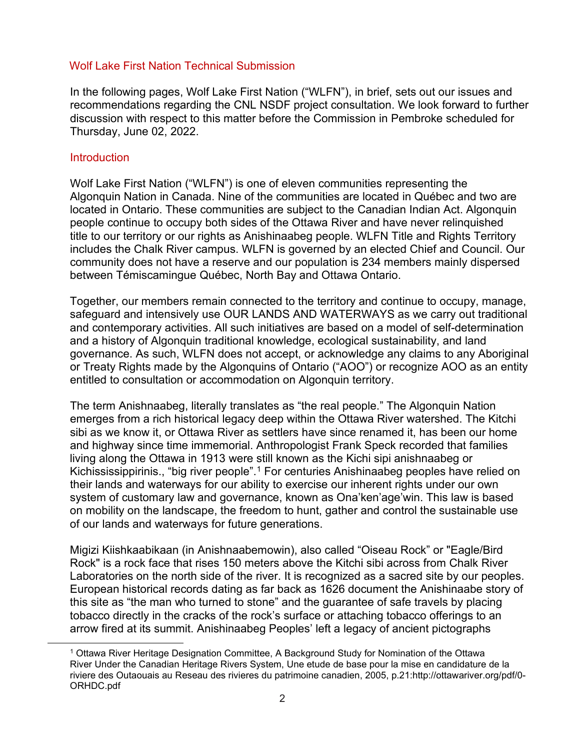## Wolf Lake First Nation Technical Submission

In the following pages, Wolf Lake First Nation ("WLFN"), in brief, sets out our issues and recommendations regarding the CNL NSDF project consultation. We look forward to further discussion with respect to this matter before the Commission in Pembroke scheduled for Thursday, June 02, 2022.

## Introduction

Wolf Lake First Nation ("WLFN") is one of eleven communities representing the Algonquin Nation in Canada. Nine of the communities are located in Québec and two are located in Ontario. These communities are subject to the Canadian Indian Act. Algonquin people continue to occupy both sides of the Ottawa River and have never relinquished title to our territory or our rights as Anishinaabeg people. WLFN Title and Rights Territory includes the Chalk River campus. WLFN is governed by an elected Chief and Council. Our community does not have a reserve and our population is 234 members mainly dispersed between Témiscamingue Québec, North Bay and Ottawa Ontario.

Together, our members remain connected to the territory and continue to occupy, manage, safeguard and intensively use OUR LANDS AND WATERWAYS as we carry out traditional and contemporary activities. All such initiatives are based on a model of self-determination and a history of Algonquin traditional knowledge, ecological sustainability, and land governance. As such, WLFN does not accept, or acknowledge any claims to any Aboriginal or Treaty Rights made by the Algonquins of Ontario ("AOO") or recognize AOO as an entity entitled to consultation or accommodation on Algonquin territory.

The term Anishnaabeg, literally translates as "the real people." The Algonquin Nation emerges from a rich historical legacy deep within the Ottawa River watershed. The Kitchi sibi as we know it, or Ottawa River as settlers have since renamed it, has been our home and highway since time immemorial. Anthropologist Frank Speck recorded that families living along the Ottawa in 1913 were still known as the Kichi sipi anishnaabeg or Kichisissippirinis., "big river people".[1] For centuries Anishinaabeg peoples have relied on their lands and waterways for our ability to exercise our inherent rights under our own system of customary law and governance, known as Ona'ken'age'win. This law is based on mobility on the landscape, the freedom to hunt, gather and control the sustainable use of our lands and waterways for future generations.

Migizi Kiishkaabikaan (in Anishnaabemowin), also called "Oiseau Rock" or "Eagle/Bird Rock" is a rock face that rises 150 meters above the Kitchi sibi across from Chalk River Laboratories on the north side of the river. It is recognized as a sacred site by our peoples. European historical records dating as far back as 1626 document the Anishinaabe story of this site as "the man who turned to stone" and the guarantee of safe travels by placing tobacco directly in the cracks of the rock's surface or attaching tobacco offerings to an arrow fired at its summit. Anishinaabeg Peoples' left a legacy of ancient pictographs

[1] Ottawa River Heritage Designation Committee, A Background Study for Nomination of the Ottawa River Under the Canadian Heritage Rivers System, Une etude de base pour la mise en candidature de la riviere des Outaouais au Reseau des rivieres du patrimoine canadien, 2005, p.21:http://ottawariver.org/pdf/0-ORHDC.pdf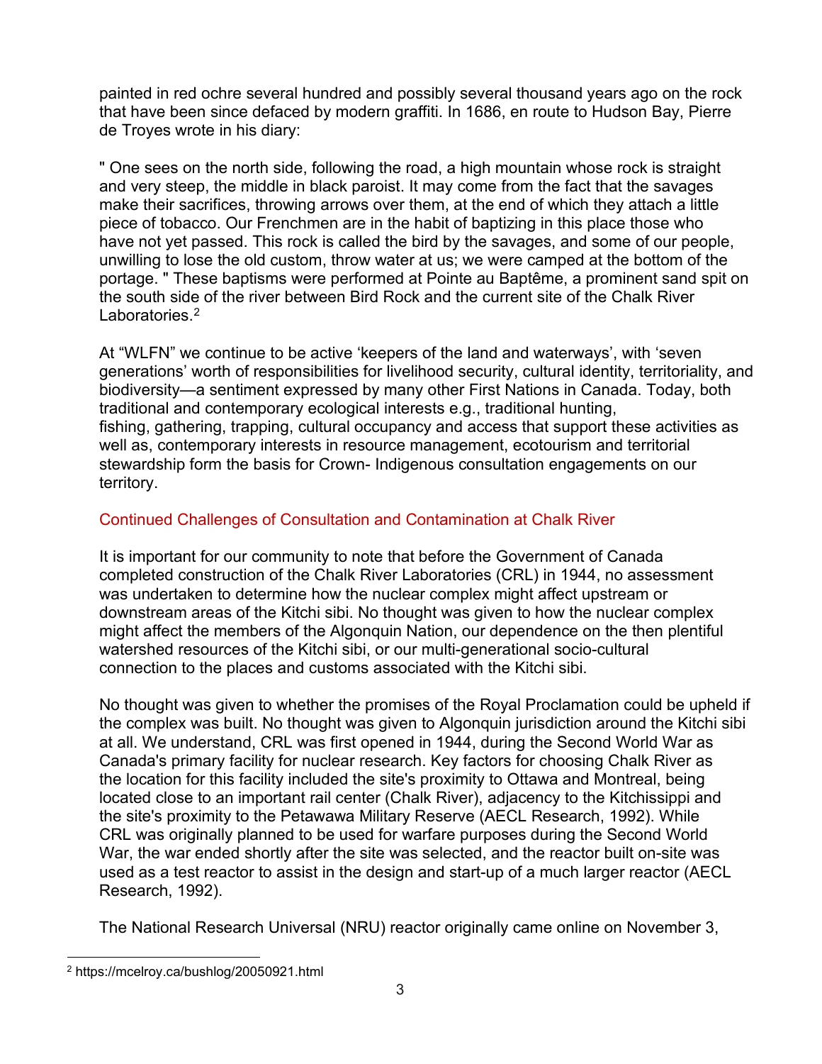painted in red ochre several hundred and possibly several thousand years ago on the rock that have been since defaced by modern graffiti. In 1686, en route to Hudson Bay, Pierre de Troyes wrote in his diary:

" One sees on the north side, following the road, a high mountain whose rock is straight and very steep, the middle in black paroist. It may come from the fact that the savages make their sacrifices, throwing arrows over them, at the end of which they attach a little piece of tobacco. Our Frenchmen are in the habit of baptizing in this place those who have not yet passed. This rock is called the bird by the savages, and some of our people, unwilling to lose the old custom, throw water at us; we were camped at the bottom of the portage. " These baptisms were performed at Pointe au Baptême, a prominent sand spit on the south side of the river between Bird Rock and the current site of the Chalk River Laboratories.[2]

At "WLFN" we continue to be active 'keepers of the land and waterways', with 'seven generations' worth of responsibilities for livelihood security, cultural identity, territoriality, and biodiversity—a sentiment expressed by many other First Nations in Canada. Today, both traditional and contemporary ecological interests e.g., traditional hunting, fishing, gathering, trapping, cultural occupancy and access that support these activities as well as, contemporary interests in resource management, ecotourism and territorial stewardship form the basis for Crown- Indigenous consultation engagements on our territory.

## Continued Challenges of Consultation and Contamination at Chalk River

It is important for our community to note that before the Government of Canada completed construction of the Chalk River Laboratories (CRL) in 1944, no assessment was undertaken to determine how the nuclear complex might affect upstream or downstream areas of the Kitchi sibi. No thought was given to how the nuclear complex might affect the members of the Algonquin Nation, our dependence on the then plentiful watershed resources of the Kitchi sibi, or our multi-generational socio-cultural connection to the places and customs associated with the Kitchi sibi.

No thought was given to whether the promises of the Royal Proclamation could be upheld if the complex was built. No thought was given to Algonquin jurisdiction around the Kitchi sibi at all. We understand, CRL was first opened in 1944, during the Second World War as Canada's primary facility for nuclear research. Key factors for choosing Chalk River as the location for this facility included the site's proximity to Ottawa and Montreal, being located close to an important rail center (Chalk River), adjacency to the Kitchissippi and the site's proximity to the Petawawa Military Reserve (AECL Research, 1992). While CRL was originally planned to be used for warfare purposes during the Second World War, the war ended shortly after the site was selected, and the reactor built on-site was used as a test reactor to assist in the design and start-up of a much larger reactor (AECL Research, 1992).

The National Research Universal (NRU) reactor originally came online on November 3,

[2] https://mcelroy.ca/bushlog/20050921.html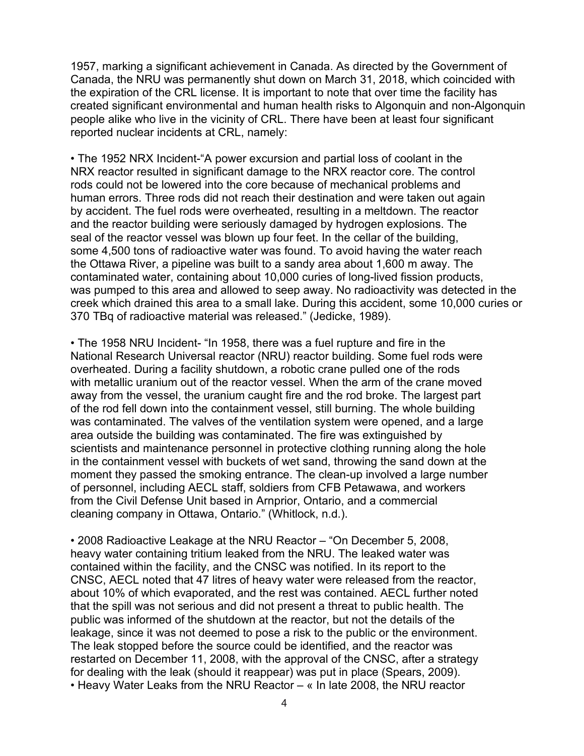1957, marking a significant achievement in Canada. As directed by the Government of Canada, the NRU was permanently shut down on March 31, 2018, which coincided with the expiration of the CRL license. It is important to note that over time the facility has created significant environmental and human health risks to Algonquin and non-Algonquin people alike who live in the vicinity of CRL. There have been at least four significant reported nuclear incidents at CRL, namely:

- The 1952 NRX Incident-"A power excursion and partial loss of coolant in the NRX reactor resulted in significant damage to the NRX reactor core. The control rods could not be lowered into the core because of mechanical problems and human errors. Three rods did not reach their destination and were taken out again by accident. The fuel rods were overheated, resulting in a meltdown. The reactor and the reactor building were seriously damaged by hydrogen explosions. The seal of the reactor vessel was blown up four feet. In the cellar of the building, some 4,500 tons of radioactive water was found. To avoid having the water reach the Ottawa River, a pipeline was built to a sandy area about 1,600 m away. The contaminated water, containing about 10,000 curies of long-lived fission products, was pumped to this area and allowed to seep away. No radioactivity was detected in the creek which drained this area to a small lake. During this accident, some 10,000 curies or 370 TBq of radioactive material was released." (Jedicke, 1989).

- The 1958 NRU Incident- "In 1958, there was a fuel rupture and fire in the National Research Universal reactor (NRU) reactor building. Some fuel rods were overheated. During a facility shutdown, a robotic crane pulled one of the rods with metallic uranium out of the reactor vessel. When the arm of the crane moved away from the vessel, the uranium caught fire and the rod broke. The largest part of the rod fell down into the containment vessel, still burning. The whole building was contaminated. The valves of the ventilation system were opened, and a large area outside the building was contaminated. The fire was extinguished by scientists and maintenance personnel in protective clothing running along the hole in the containment vessel with buckets of wet sand, throwing the sand down at the moment they passed the smoking entrance. The clean-up involved a large number of personnel, including AECL staff, soldiers from CFB Petawawa, and workers from the Civil Defense Unit based in Arnprior, Ontario, and a commercial cleaning company in Ottawa, Ontario." (Whitlock, n.d.).

- 2008 Radioactive Leakage at the NRU Reactor – "On December 5, 2008, heavy water containing tritium leaked from the NRU. The leaked water was contained within the facility, and the CNSC was notified. In its report to the CNSC, AECL noted that 47 litres of heavy water were released from the reactor, about 10% of which evaporated, and the rest was contained. AECL further noted that the spill was not serious and did not present a threat to public health. The public was informed of the shutdown at the reactor, but not the details of the leakage, since it was not deemed to pose a risk to the public or the environment. The leak stopped before the source could be identified, and the reactor was restarted on December 11, 2008, with the approval of the CNSC, after a strategy for dealing with the leak (should it reappear) was put in place (Spears, 2009).
- Heavy Water Leaks from the NRU Reactor – « In late 2008, the NRU reactor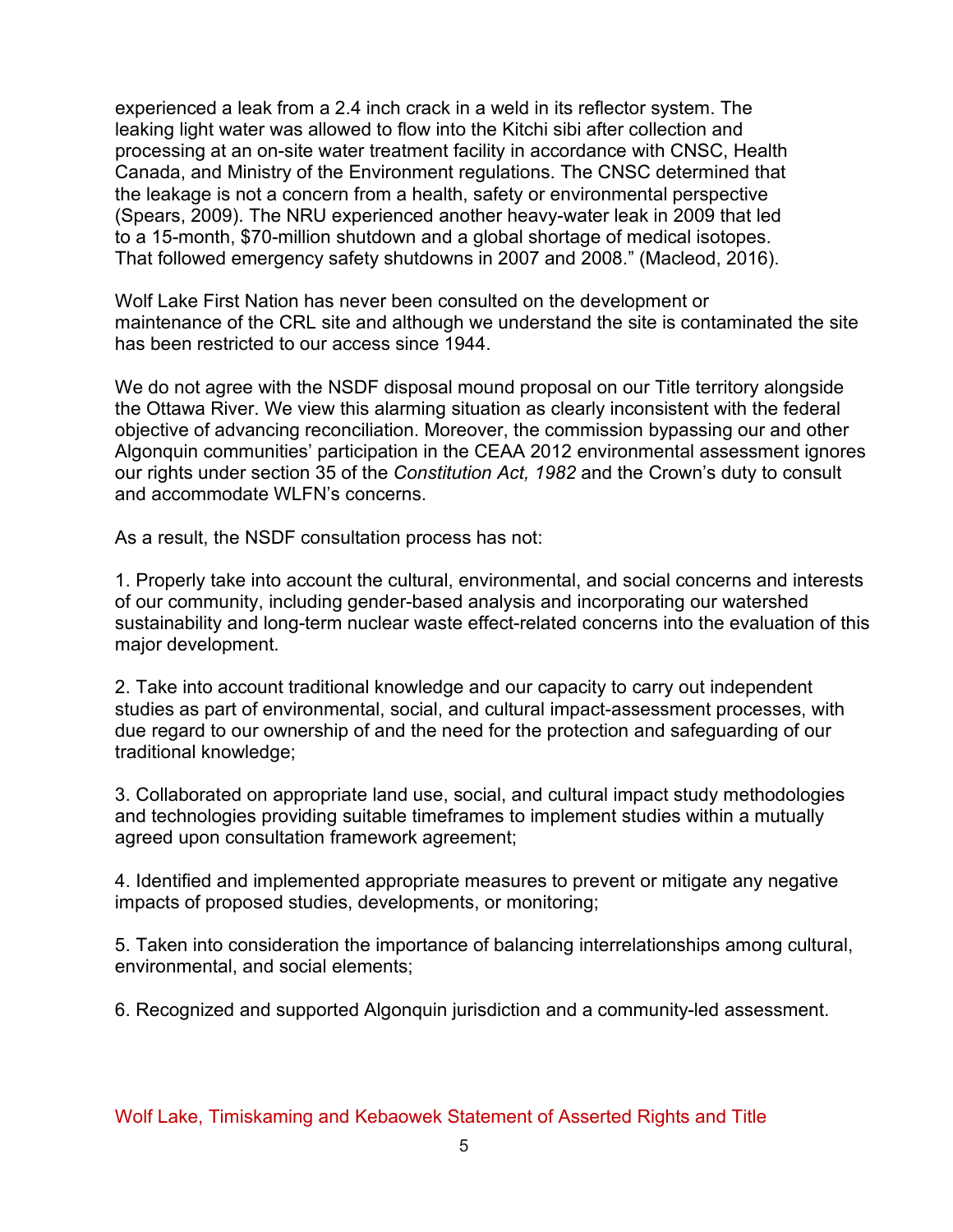experienced a leak from a 2.4 inch crack in a weld in its reflector system. The leaking light water was allowed to flow into the Kitchi sibi after collection and processing at an on-site water treatment facility in accordance with CNSC, Health Canada, and Ministry of the Environment regulations. The CNSC determined that the leakage is not a concern from a health, safety or environmental perspective (Spears, 2009). The NRU experienced another heavy-water leak in 2009 that led to a 15-month, $70-million shutdown and a global shortage of medical isotopes. That followed emergency safety shutdowns in 2007 and 2008." (Macleod, 2016).

Wolf Lake First Nation has never been consulted on the development or maintenance of the CRL site and although we understand the site is contaminated the site has been restricted to our access since 1944.

We do not agree with the NSDF disposal mound proposal on our Title territory alongside the Ottawa River. We view this alarming situation as clearly inconsistent with the federal objective of advancing reconciliation. Moreover, the commission bypassing our and other Algonquin communities' participation in the CEAA 2012 environmental assessment ignores our rights under section 35 of the *Constitution Act, 1982* and the Crown's duty to consult and accommodate WLFN's concerns.

As a result, the NSDF consultation process has not:

1. Properly take into account the cultural, environmental, and social concerns and interests of our community, including gender-based analysis and incorporating our watershed sustainability and long-term nuclear waste effect-related concerns into the evaluation of this major development.

2. Take into account traditional knowledge and our capacity to carry out independent studies as part of environmental, social, and cultural impact-assessment processes, with due regard to our ownership of and the need for the protection and safeguarding of our traditional knowledge;

3. Collaborated on appropriate land use, social, and cultural impact study methodologies and technologies providing suitable timeframes to implement studies within a mutually agreed upon consultation framework agreement;

4. Identified and implemented appropriate measures to prevent or mitigate any negative impacts of proposed studies, developments, or monitoring;

5. Taken into consideration the importance of balancing interrelationships among cultural, environmental, and social elements;

6. Recognized and supported Algonquin jurisdiction and a community-led assessment.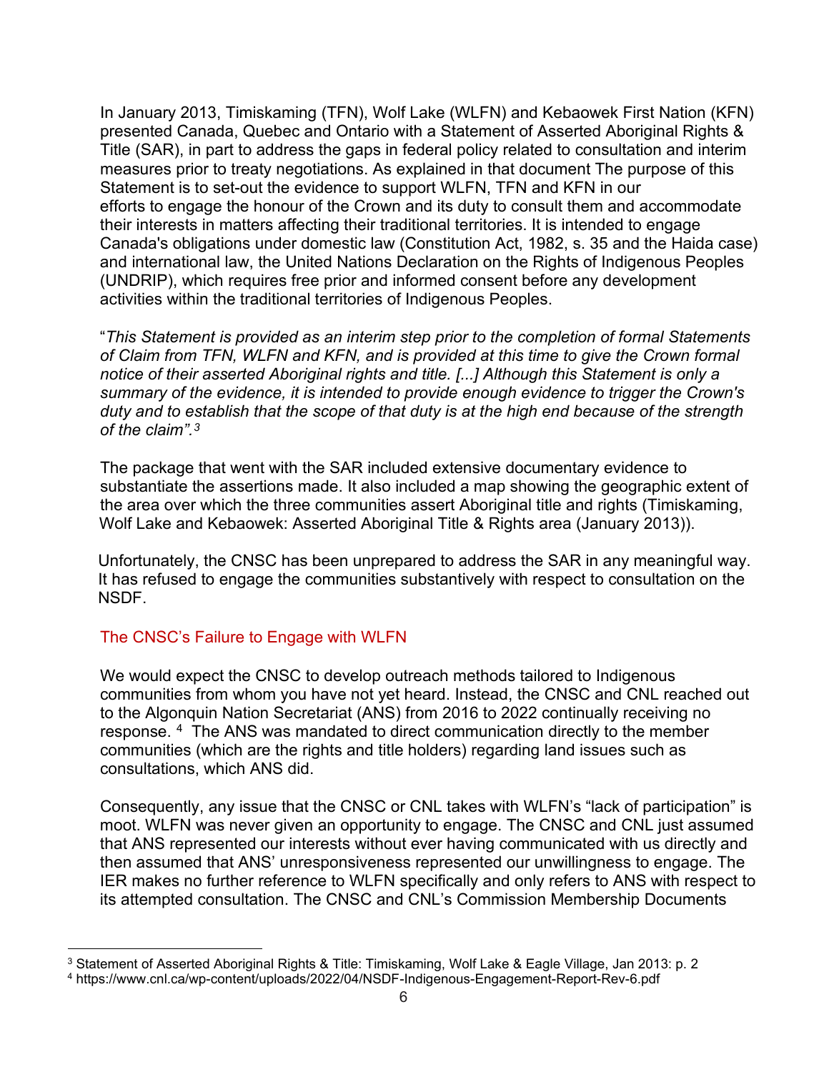In January 2013, Timiskaming (TFN), Wolf Lake (WLFN) and Kebaowek First Nation (KFN) presented Canada, Quebec and Ontario with a Statement of Asserted Aboriginal Rights & Title (SAR), in part to address the gaps in federal policy related to consultation and interim measures prior to treaty negotiations. As explained in that document The purpose of this Statement is to set-out the evidence to support WLFN, TFN and KFN in our efforts to engage the honour of the Crown and its duty to consult them and accommodate their interests in matters affecting their traditional territories. It is intended to engage Canada's obligations under domestic law (Constitution Act, 1982, s. 35 and the Haida case) and international law, the United Nations Declaration on the Rights of Indigenous Peoples (UNDRIP), which requires free prior and informed consent before any development activities within the traditional territories of Indigenous Peoples.

"*This Statement is provided as an interim step prior to the completion of formal Statements of Claim from TFN, WLFN and KFN, and is provided at this time to give the Crown formal notice of their asserted Aboriginal rights and title. [...] Although this Statement is only a summary of the evidence, it is intended to provide enough evidence to trigger the Crown's duty and to establish that the scope of that duty is at the high end because of the strength of the claim".*[3]

The package that went with the SAR included extensive documentary evidence to substantiate the assertions made. It also included a map showing the geographic extent of the area over which the three communities assert Aboriginal title and rights (Timiskaming, Wolf Lake and Kebaowek: Asserted Aboriginal Title & Rights area (January 2013)).

Unfortunately, the CNSC has been unprepared to address the SAR in any meaningful way. It has refused to engage the communities substantively with respect to consultation on the NSDF.

## The CNSC's Failure to Engage with WLFN

We would expect the CNSC to develop outreach methods tailored to Indigenous communities from whom you have not yet heard. Instead, the CNSC and CNL reached out to the Algonquin Nation Secretariat (ANS) from 2016 to 2022 continually receiving no response. [4] The ANS was mandated to direct communication directly to the member communities (which are the rights and title holders) regarding land issues such as consultations, which ANS did.

Consequently, any issue that the CNSC or CNL takes with WLFN's "lack of participation" is moot. WLFN was never given an opportunity to engage. The CNSC and CNL just assumed that ANS represented our interests without ever having communicated with us directly and then assumed that ANS' unresponsiveness represented our unwillingness to engage. The IER makes no further reference to WLFN specifically and only refers to ANS with respect to its attempted consultation. The CNSC and CNL's Commission Membership Documents

---

[3] Statement of Asserted Aboriginal Rights & Title: Timiskaming, Wolf Lake & Eagle Village, Jan 2013: p. 2

[4] https://www.cnl.ca/wp-content/uploads/2022/04/NSDF-Indigenous-Engagement-Report-Rev-6.pdf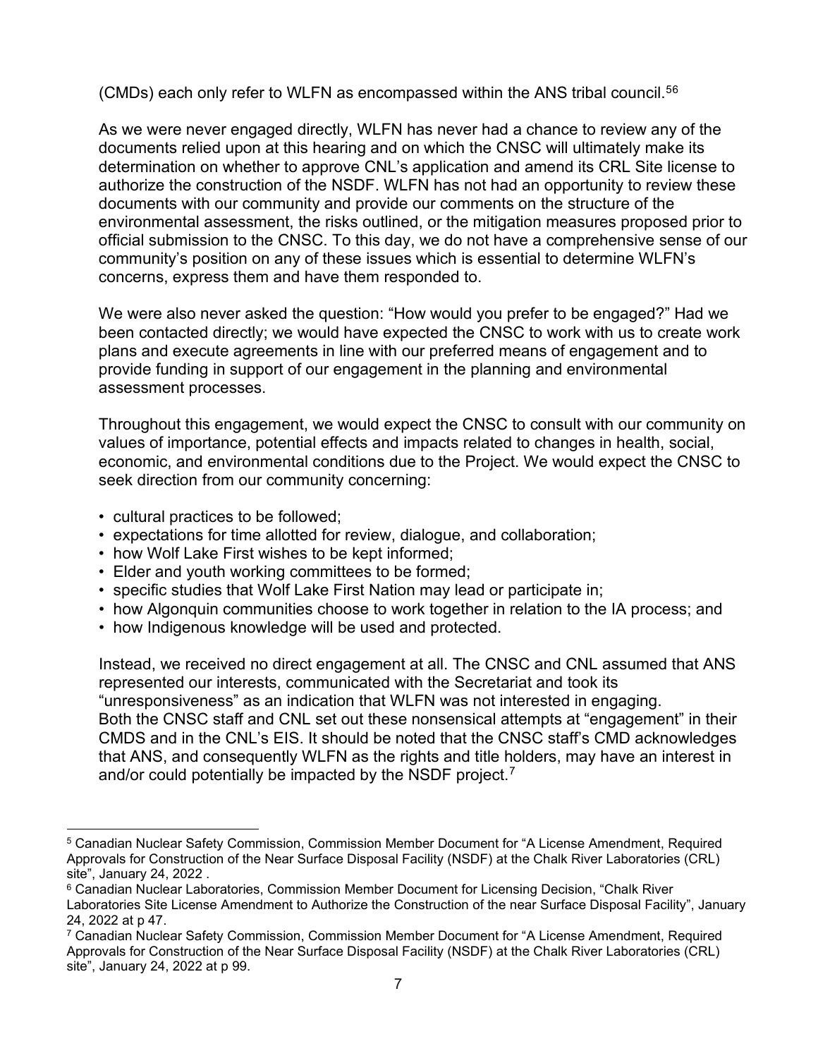(CMDs) each only refer to WLFN as encompassed within the ANS tribal council.[5][6]

As we were never engaged directly, WLFN has never had a chance to review any of the documents relied upon at this hearing and on which the CNSC will ultimately make its determination on whether to approve CNL's application and amend its CRL Site license to authorize the construction of the NSDF. WLFN has not had an opportunity to review these documents with our community and provide our comments on the structure of the environmental assessment, the risks outlined, or the mitigation measures proposed prior to official submission to the CNSC. To this day, we do not have a comprehensive sense of our community's position on any of these issues which is essential to determine WLFN's concerns, express them and have them responded to.

We were also never asked the question: "How would you prefer to be engaged?" Had we been contacted directly; we would have expected the CNSC to work with us to create work plans and execute agreements in line with our preferred means of engagement and to provide funding in support of our engagement in the planning and environmental assessment processes.

Throughout this engagement, we would expect the CNSC to consult with our community on values of importance, potential effects and impacts related to changes in health, social, economic, and environmental conditions due to the Project. We would expect the CNSC to seek direction from our community concerning:

- cultural practices to be followed;
- expectations for time allotted for review, dialogue, and collaboration;
- how Wolf Lake First wishes to be kept informed;
- Elder and youth working committees to be formed;
- specific studies that Wolf Lake First Nation may lead or participate in;
- how Algonquin communities choose to work together in relation to the IA process; and
- how Indigenous knowledge will be used and protected.

Instead, we received no direct engagement at all. The CNSC and CNL assumed that ANS represented our interests, communicated with the Secretariat and took its "unresponsiveness" as an indication that WLFN was not interested in engaging. Both the CNSC staff and CNL set out these nonsensical attempts at "engagement" in their CMDS and in the CNL's EIS. It should be noted that the CNSC staff's CMD acknowledges that ANS, and consequently WLFN as the rights and title holders, may have an interest in and/or could potentially be impacted by the NSDF project.[7]

---

[5] Canadian Nuclear Safety Commission, Commission Member Document for "A License Amendment, Required Approvals for Construction of the Near Surface Disposal Facility (NSDF) at the Chalk River Laboratories (CRL) site", January 24, 2022 .

[6] Canadian Nuclear Laboratories, Commission Member Document for Licensing Decision, "Chalk River Laboratories Site License Amendment to Authorize the Construction of the near Surface Disposal Facility", January 24, 2022 at p 47.

[7] Canadian Nuclear Safety Commission, Commission Member Document for "A License Amendment, Required Approvals for Construction of the Near Surface Disposal Facility (NSDF) at the Chalk River Laboratories (CRL) site", January 24, 2022 at p 99.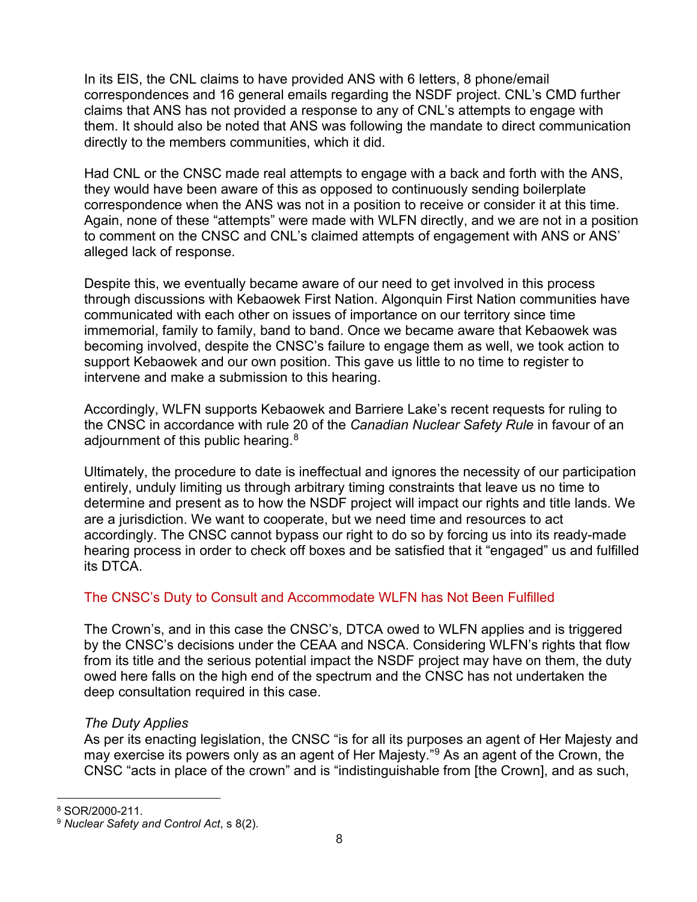In its EIS, the CNL claims to have provided ANS with 6 letters, 8 phone/email correspondences and 16 general emails regarding the NSDF project. CNL's CMD further claims that ANS has not provided a response to any of CNL's attempts to engage with them. It should also be noted that ANS was following the mandate to direct communication directly to the members communities, which it did.

Had CNL or the CNSC made real attempts to engage with a back and forth with the ANS, they would have been aware of this as opposed to continuously sending boilerplate correspondence when the ANS was not in a position to receive or consider it at this time. Again, none of these "attempts" were made with WLFN directly, and we are not in a position to comment on the CNSC and CNL's claimed attempts of engagement with ANS or ANS' alleged lack of response.

Despite this, we eventually became aware of our need to get involved in this process through discussions with Kebaowek First Nation. Algonquin First Nation communities have communicated with each other on issues of importance on our territory since time immemorial, family to family, band to band. Once we became aware that Kebaowek was becoming involved, despite the CNSC's failure to engage them as well, we took action to support Kebaowek and our own position. This gave us little to no time to register to intervene and make a submission to this hearing.

Accordingly, WLFN supports Kebaowek and Barriere Lake's recent requests for ruling to the CNSC in accordance with rule 20 of the *Canadian Nuclear Safety Rule* in favour of an adjournment of this public hearing.[8]

Ultimately, the procedure to date is ineffectual and ignores the necessity of our participation entirely, unduly limiting us through arbitrary timing constraints that leave us no time to determine and present as to how the NSDF project will impact our rights and title lands. We are a jurisdiction. We want to cooperate, but we need time and resources to act accordingly. The CNSC cannot bypass our right to do so by forcing us into its ready-made hearing process in order to check off boxes and be satisfied that it "engaged" us and fulfilled its DTCA.

## The CNSC's Duty to Consult and Accommodate WLFN has Not Been Fulfilled

The Crown's, and in this case the CNSC's, DTCA owed to WLFN applies and is triggered by the CNSC's decisions under the CEAA and NSCA. Considering WLFN's rights that flow from its title and the serious potential impact the NSDF project may have on them, the duty owed here falls on the high end of the spectrum and the CNSC has not undertaken the deep consultation required in this case.

### *The Duty Applies*

As per its enacting legislation, the CNSC "is for all its purposes an agent of Her Majesty and may exercise its powers only as an agent of Her Majesty."[9] As an agent of the Crown, the CNSC "acts in place of the crown" and is "indistinguishable from [the Crown], and as such,

[8] SOR/2000-211.

[9] *Nuclear Safety and Control Act*, s 8(2).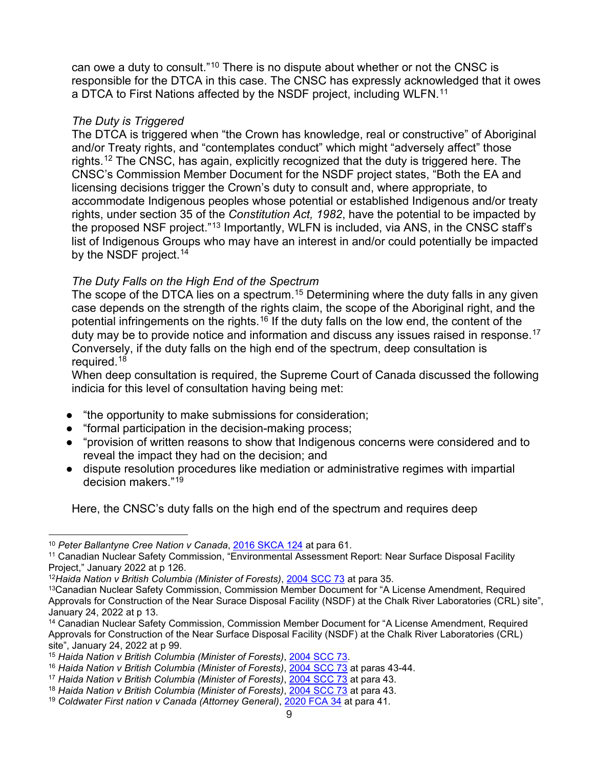can owe a duty to consult."[10] There is no dispute about whether or not the CNSC is responsible for the DTCA in this case. The CNSC has expressly acknowledged that it owes a DTCA to First Nations affected by the NSDF project, including WLFN.[11]

*The Duty is Triggered*

The DTCA is triggered when "the Crown has knowledge, real or constructive" of Aboriginal and/or Treaty rights, and "contemplates conduct" which might "adversely affect" those rights.[12] The CNSC, has again, explicitly recognized that the duty is triggered here. The CNSC's Commission Member Document for the NSDF project states, "Both the EA and licensing decisions trigger the Crown's duty to consult and, where appropriate, to accommodate Indigenous peoples whose potential or established Indigenous and/or treaty rights, under section 35 of the *Constitution Act, 1982*, have the potential to be impacted by the proposed NSF project."[13] Importantly, WLFN is included, via ANS, in the CNSC staff's list of Indigenous Groups who may have an interest in and/or could potentially be impacted by the NSDF project.[14]

*The Duty Falls on the High End of the Spectrum*

The scope of the DTCA lies on a spectrum.[15] Determining where the duty falls in any given case depends on the strength of the rights claim, the scope of the Aboriginal right, and the potential infringements on the rights.[16] If the duty falls on the low end, the content of the duty may be to provide notice and information and discuss any issues raised in response.[17] Conversely, if the duty falls on the high end of the spectrum, deep consultation is required.[18]

When deep consultation is required, the Supreme Court of Canada discussed the following indicia for this level of consultation having being met:

- "the opportunity to make submissions for consideration;
- "formal participation in the decision-making process;
- "provision of written reasons to show that Indigenous concerns were considered and to reveal the impact they had on the decision; and
- dispute resolution procedures like mediation or administrative regimes with impartial decision makers."[19]

Here, the CNSC's duty falls on the high end of the spectrum and requires deep

---

[10] *Peter Ballantyne Cree Nation v Canada*, 2016 SKCA 124 at para 61.

[11] Canadian Nuclear Safety Commission, "Environmental Assessment Report: Near Surface Disposal Facility Project," January 2022 at p 126.

[12] *Haida Nation v British Columbia (Minister of Forests)*, 2004 SCC 73 at para 35.

[13] Canadian Nuclear Safety Commission, Commission Member Document for "A License Amendment, Required Approvals for Construction of the Near Surace Disposal Facility (NSDF) at the Chalk River Laboratories (CRL) site", January 24, 2022 at p 13.

[14] Canadian Nuclear Safety Commission, Commission Member Document for "A License Amendment, Required Approvals for Construction of the Near Surface Disposal Facility (NSDF) at the Chalk River Laboratories (CRL) site", January 24, 2022 at p 99.

[15] *Haida Nation v British Columbia (Minister of Forests)*, 2004 SCC 73.

[16] *Haida Nation v British Columbia (Minister of Forests)*, 2004 SCC 73 at paras 43-44.

[17] *Haida Nation v British Columbia (Minister of Forests)*, 2004 SCC 73 at para 43.

[18] *Haida Nation v British Columbia (Minister of Forests)*, 2004 SCC 73 at para 43.

[19] *Coldwater First nation v Canada (Attorney General)*, 2020 FCA 34 at para 41.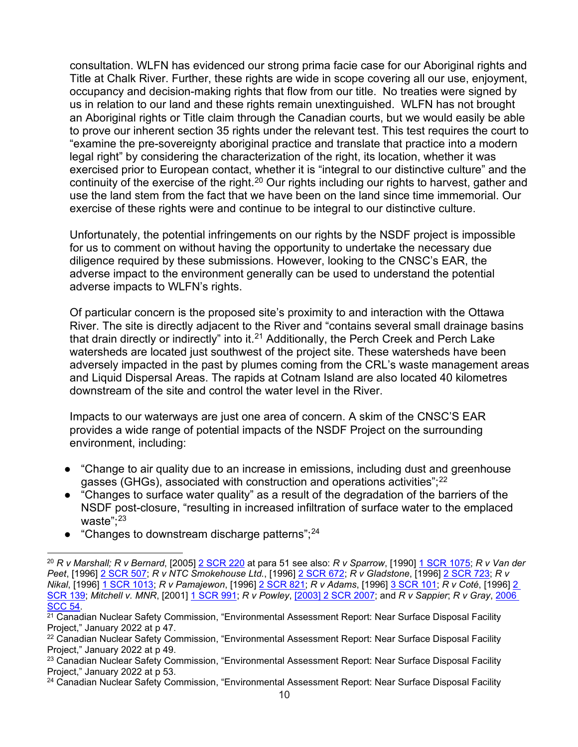consultation. WLFN has evidenced our strong prima facie case for our Aboriginal rights and Title at Chalk River. Further, these rights are wide in scope covering all our use, enjoyment, occupancy and decision-making rights that flow from our title. No treaties were signed by us in relation to our land and these rights remain unextinguished. WLFN has not brought an Aboriginal rights or Title claim through the Canadian courts, but we would easily be able to prove our inherent section 35 rights under the relevant test. This test requires the court to "examine the pre-sovereignty aboriginal practice and translate that practice into a modern legal right" by considering the characterization of the right, its location, whether it was exercised prior to European contact, whether it is "integral to our distinctive culture" and the continuity of the exercise of the right.[20] Our rights including our rights to harvest, gather and use the land stem from the fact that we have been on the land since time immemorial. Our exercise of these rights were and continue to be integral to our distinctive culture.

Unfortunately, the potential infringements on our rights by the NSDF project is impossible for us to comment on without having the opportunity to undertake the necessary due diligence required by these submissions. However, looking to the CNSC's EAR, the adverse impact to the environment generally can be used to understand the potential adverse impacts to WLFN's rights.

Of particular concern is the proposed site's proximity to and interaction with the Ottawa River. The site is directly adjacent to the River and "contains several small drainage basins that drain directly or indirectly" into it.[21] Additionally, the Perch Creek and Perch Lake watersheds are located just southwest of the project site. These watersheds have been adversely impacted in the past by plumes coming from the CRL's waste management areas and Liquid Dispersal Areas. The rapids at Cotnam Island are also located 40 kilometres downstream of the site and control the water level in the River.

Impacts to our waterways are just one area of concern. A skim of the CNSC'S EAR provides a wide range of potential impacts of the NSDF Project on the surrounding environment, including:

- "Change to air quality due to an increase in emissions, including dust and greenhouse gasses (GHGs), associated with construction and operations activities";[22]
- "Changes to surface water quality" as a result of the degradation of the barriers of the NSDF post-closure, "resulting in increased infiltration of surface water to the emplaced waste";[23]
- "Changes to downstream discharge patterns";[24]

---

[20] *R v Marshall; R v Bernard*, [2005] 2 SCR 220 at para 51 see also: *R v Sparrow*, [1990] 1 SCR 1075; *R v Van der Peet*, [1996] 2 SCR 507; *R v NTC Smokehouse Ltd.*, [1996] 2 SCR 672; *R v Gladstone*, [1996] 2 SCR 723; *R v Nikal*, [1996] 1 SCR 1013; *R v Pamajewon*, [1996] 2 SCR 821; *R v Adams*, [1996] 3 SCR 101; *R v Coté*, [1996] 2 SCR 139; *Mitchell v. MNR*, [2001] 1 SCR 991; *R v Powley*, [2003] 2 SCR 2007; and *R v Sappier*; *R v Gray*, 2006 SCC 54.

[21] Canadian Nuclear Safety Commission, "Environmental Assessment Report: Near Surface Disposal Facility Project," January 2022 at p 47.

[22] Canadian Nuclear Safety Commission, "Environmental Assessment Report: Near Surface Disposal Facility Project," January 2022 at p 49.

[23] Canadian Nuclear Safety Commission, "Environmental Assessment Report: Near Surface Disposal Facility Project," January 2022 at p 53.

[24] Canadian Nuclear Safety Commission, "Environmental Assessment Report: Near Surface Disposal Facility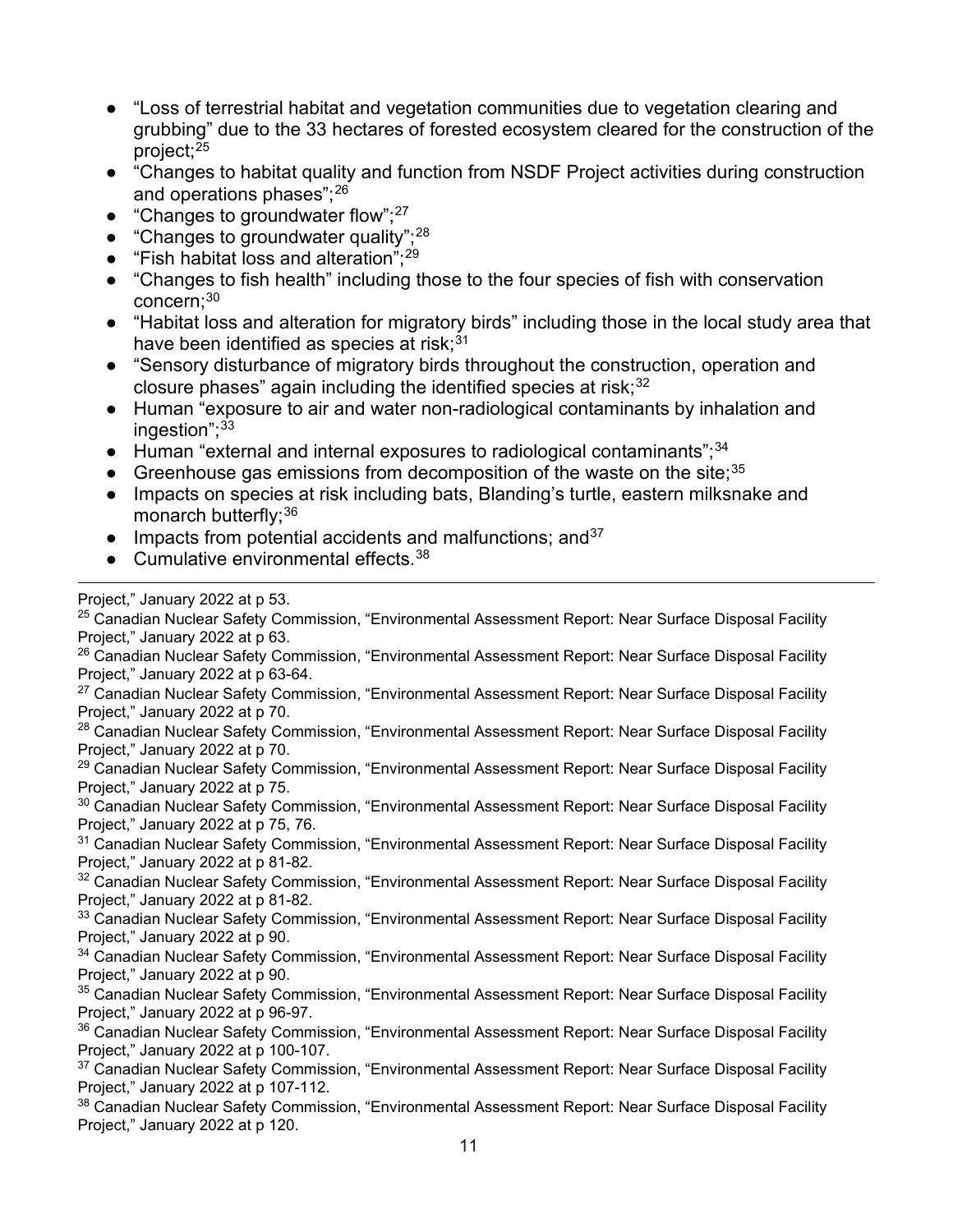- "Loss of terrestrial habitat and vegetation communities due to vegetation clearing and grubbing" due to the 33 hectares of forested ecosystem cleared for the construction of the project;[25]
- "Changes to habitat quality and function from NSDF Project activities during construction and operations phases";[26]
- "Changes to groundwater flow";[27]
- "Changes to groundwater quality";[28]
- "Fish habitat loss and alteration";[29]
- "Changes to fish health" including those to the four species of fish with conservation concern;[30]
- "Habitat loss and alteration for migratory birds" including those in the local study area that have been identified as species at risk;[31]
- "Sensory disturbance of migratory birds throughout the construction, operation and closure phases" again including the identified species at risk;[32]
- Human "exposure to air and water non-radiological contaminants by inhalation and ingestion";[33]
- Human "external and internal exposures to radiological contaminants";[34]
- Greenhouse gas emissions from decomposition of the waste on the site;[35]
- Impacts on species at risk including bats, Blanding's turtle, eastern milksnake and monarch butterfly;[36]
- Impacts from potential accidents and malfunctions; and[37]
- Cumulative environmental effects.[38]

---

Project," January 2022 at p 53.

[25] Canadian Nuclear Safety Commission, "Environmental Assessment Report: Near Surface Disposal Facility Project," January 2022 at p 63.

[26] Canadian Nuclear Safety Commission, "Environmental Assessment Report: Near Surface Disposal Facility Project," January 2022 at p 63-64.

[27] Canadian Nuclear Safety Commission, "Environmental Assessment Report: Near Surface Disposal Facility Project," January 2022 at p 70.

[28] Canadian Nuclear Safety Commission, "Environmental Assessment Report: Near Surface Disposal Facility Project," January 2022 at p 70.

[29] Canadian Nuclear Safety Commission, "Environmental Assessment Report: Near Surface Disposal Facility Project," January 2022 at p 75.

[30] Canadian Nuclear Safety Commission, "Environmental Assessment Report: Near Surface Disposal Facility Project," January 2022 at p 75, 76.

[31] Canadian Nuclear Safety Commission, "Environmental Assessment Report: Near Surface Disposal Facility Project," January 2022 at p 81-82.

[32] Canadian Nuclear Safety Commission, "Environmental Assessment Report: Near Surface Disposal Facility Project," January 2022 at p 81-82.

[33] Canadian Nuclear Safety Commission, "Environmental Assessment Report: Near Surface Disposal Facility Project," January 2022 at p 90.

[34] Canadian Nuclear Safety Commission, "Environmental Assessment Report: Near Surface Disposal Facility Project," January 2022 at p 90.

[35] Canadian Nuclear Safety Commission, "Environmental Assessment Report: Near Surface Disposal Facility Project," January 2022 at p 96-97.

[36] Canadian Nuclear Safety Commission, "Environmental Assessment Report: Near Surface Disposal Facility Project," January 2022 at p 100-107.

[37] Canadian Nuclear Safety Commission, "Environmental Assessment Report: Near Surface Disposal Facility Project," January 2022 at p 107-112.

[38] Canadian Nuclear Safety Commission, "Environmental Assessment Report: Near Surface Disposal Facility Project," January 2022 at p 120.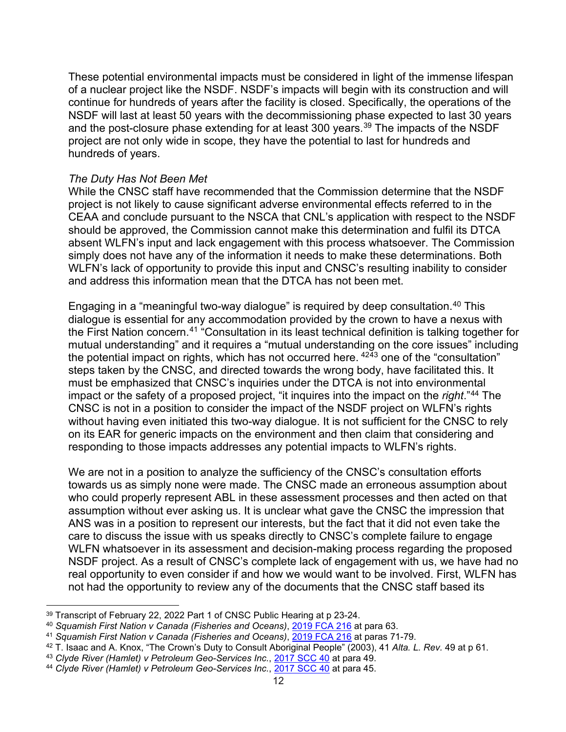These potential environmental impacts must be considered in light of the immense lifespan of a nuclear project like the NSDF. NSDF's impacts will begin with its construction and will continue for hundreds of years after the facility is closed. Specifically, the operations of the NSDF will last at least 50 years with the decommissioning phase expected to last 30 years and the post-closure phase extending for at least 300 years.[39] The impacts of the NSDF project are not only wide in scope, they have the potential to last for hundreds and hundreds of years.

*The Duty Has Not Been Met*

While the CNSC staff have recommended that the Commission determine that the NSDF project is not likely to cause significant adverse environmental effects referred to in the CEAA and conclude pursuant to the NSCA that CNL's application with respect to the NSDF should be approved, the Commission cannot make this determination and fulfil its DTCA absent WLFN's input and lack engagement with this process whatsoever. The Commission simply does not have any of the information it needs to make these determinations. Both WLFN's lack of opportunity to provide this input and CNSC's resulting inability to consider and address this information mean that the DTCA has not been met.

Engaging in a "meaningful two-way dialogue" is required by deep consultation.[40] This dialogue is essential for any accommodation provided by the crown to have a nexus with the First Nation concern.[41] "Consultation in its least technical definition is talking together for mutual understanding" and it requires a "mutual understanding on the core issues" including the potential impact on rights, which has not occurred here. [42][43] one of the "consultation" steps taken by the CNSC, and directed towards the wrong body, have facilitated this. It must be emphasized that CNSC's inquiries under the DTCA is not into environmental impact or the safety of a proposed project, "it inquires into the impact on the *right*."[44] The CNSC is not in a position to consider the impact of the NSDF project on WLFN's rights without having even initiated this two-way dialogue. It is not sufficient for the CNSC to rely on its EAR for generic impacts on the environment and then claim that considering and responding to those impacts addresses any potential impacts to WLFN's rights.

We are not in a position to analyze the sufficiency of the CNSC's consultation efforts towards us as simply none were made. The CNSC made an erroneous assumption about who could properly represent ABL in these assessment processes and then acted on that assumption without ever asking us. It is unclear what gave the CNSC the impression that ANS was in a position to represent our interests, but the fact that it did not even take the care to discuss the issue with us speaks directly to CNSC's complete failure to engage WLFN whatsoever in its assessment and decision-making process regarding the proposed NSDF project. As a result of CNSC's complete lack of engagement with us, we have had no real opportunity to even consider if and how we would want to be involved. First, WLFN has not had the opportunity to review any of the documents that the CNSC staff based its

---

[39] Transcript of February 22, 2022 Part 1 of CNSC Public Hearing at p 23-24.

[40] *Squamish First Nation v Canada (Fisheries and Oceans)*, 2019 FCA 216 at para 63.

[41] *Squamish First Nation v Canada (Fisheries and Oceans)*, 2019 FCA 216 at paras 71-79.

[42] T. Isaac and A. Knox, "The Crown's Duty to Consult Aboriginal People" (2003), 41 *Alta. L. Rev.* 49 at p 61.

[43] *Clyde River (Hamlet) v Petroleum Geo-Services Inc.*, 2017 SCC 40 at para 49.

[44] *Clyde River (Hamlet) v Petroleum Geo-Services Inc.*, 2017 SCC 40 at para 45.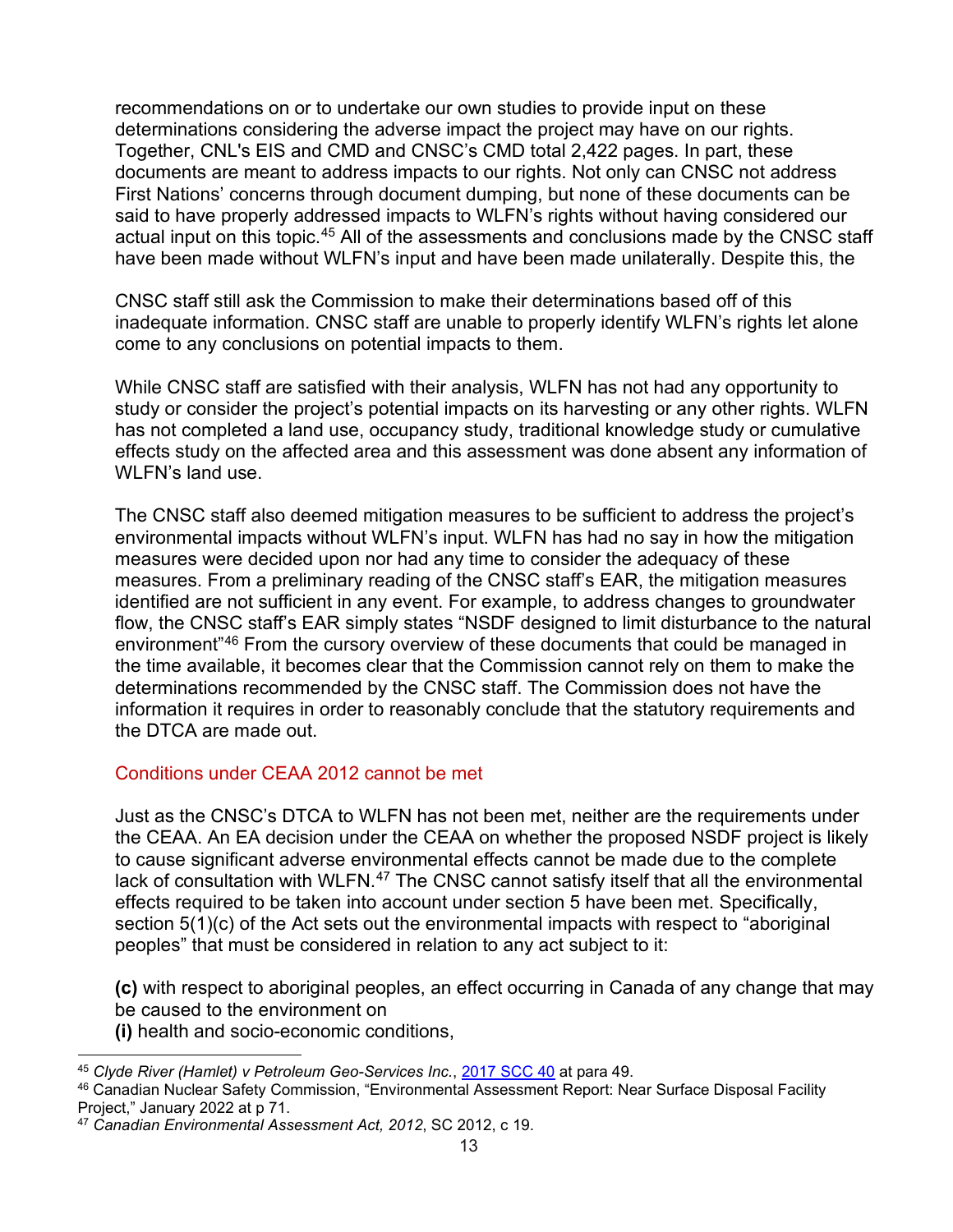recommendations on or to undertake our own studies to provide input on these determinations considering the adverse impact the project may have on our rights. Together, CNL's EIS and CMD and CNSC's CMD total 2,422 pages. In part, these documents are meant to address impacts to our rights. Not only can CNSC not address First Nations' concerns through document dumping, but none of these documents can be said to have properly addressed impacts to WLFN's rights without having considered our actual input on this topic.[45] All of the assessments and conclusions made by the CNSC staff have been made without WLFN's input and have been made unilaterally. Despite this, the

CNSC staff still ask the Commission to make their determinations based off of this inadequate information. CNSC staff are unable to properly identify WLFN's rights let alone come to any conclusions on potential impacts to them.

While CNSC staff are satisfied with their analysis, WLFN has not had any opportunity to study or consider the project's potential impacts on its harvesting or any other rights. WLFN has not completed a land use, occupancy study, traditional knowledge study or cumulative effects study on the affected area and this assessment was done absent any information of WLFN's land use.

The CNSC staff also deemed mitigation measures to be sufficient to address the project's environmental impacts without WLFN's input. WLFN has had no say in how the mitigation measures were decided upon nor had any time to consider the adequacy of these measures. From a preliminary reading of the CNSC staff's EAR, the mitigation measures identified are not sufficient in any event. For example, to address changes to groundwater flow, the CNSC staff's EAR simply states "NSDF designed to limit disturbance to the natural environment"[46] From the cursory overview of these documents that could be managed in the time available, it becomes clear that the Commission cannot rely on them to make the determinations recommended by the CNSC staff. The Commission does not have the information it requires in order to reasonably conclude that the statutory requirements and the DTCA are made out.

### Conditions under CEAA 2012 cannot be met

Just as the CNSC's DTCA to WLFN has not been met, neither are the requirements under the CEAA. An EA decision under the CEAA on whether the proposed NSDF project is likely to cause significant adverse environmental effects cannot be made due to the complete lack of consultation with WLFN.[47] The CNSC cannot satisfy itself that all the environmental effects required to be taken into account under section 5 have been met. Specifically, section 5(1)(c) of the Act sets out the environmental impacts with respect to "aboriginal peoples" that must be considered in relation to any act subject to it:

**(c)** with respect to aboriginal peoples, an effect occurring in Canada of any change that may be caused to the environment on

**(i)** health and socio-economic conditions,

---

[45] *Clyde River (Hamlet) v Petroleum Geo-Services Inc.*, 2017 SCC 40 at para 49.

[46] Canadian Nuclear Safety Commission, "Environmental Assessment Report: Near Surface Disposal Facility Project," January 2022 at p 71.

[47] *Canadian Environmental Assessment Act, 2012*, SC 2012, c 19.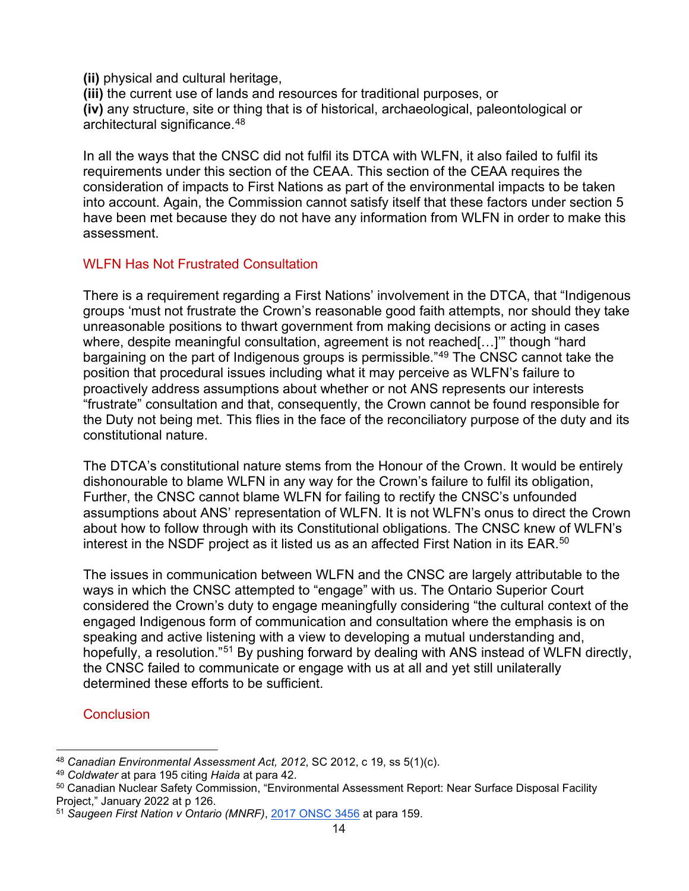**(ii)** physical and cultural heritage,
**(iii)** the current use of lands and resources for traditional purposes, or
**(iv)** any structure, site or thing that is of historical, archaeological, paleontological or architectural significance.[48]

In all the ways that the CNSC did not fulfil its DTCA with WLFN, it also failed to fulfil its requirements under this section of the CEAA. This section of the CEAA requires the consideration of impacts to First Nations as part of the environmental impacts to be taken into account. Again, the Commission cannot satisfy itself that these factors under section 5 have been met because they do not have any information from WLFN in order to make this assessment.

## WLFN Has Not Frustrated Consultation

There is a requirement regarding a First Nations' involvement in the DTCA, that "Indigenous groups 'must not frustrate the Crown's reasonable good faith attempts, nor should they take unreasonable positions to thwart government from making decisions or acting in cases where, despite meaningful consultation, agreement is not reached[…]'" though "hard bargaining on the part of Indigenous groups is permissible."[49] The CNSC cannot take the position that procedural issues including what it may perceive as WLFN's failure to proactively address assumptions about whether or not ANS represents our interests "frustrate" consultation and that, consequently, the Crown cannot be found responsible for the Duty not being met. This flies in the face of the reconciliatory purpose of the duty and its constitutional nature.

The DTCA's constitutional nature stems from the Honour of the Crown. It would be entirely dishonourable to blame WLFN in any way for the Crown's failure to fulfil its obligation, Further, the CNSC cannot blame WLFN for failing to rectify the CNSC's unfounded assumptions about ANS' representation of WLFN. It is not WLFN's onus to direct the Crown about how to follow through with its Constitutional obligations. The CNSC knew of WLFN's interest in the NSDF project as it listed us as an affected First Nation in its EAR.[50]

The issues in communication between WLFN and the CNSC are largely attributable to the ways in which the CNSC attempted to "engage" with us. The Ontario Superior Court considered the Crown's duty to engage meaningfully considering "the cultural context of the engaged Indigenous form of communication and consultation where the emphasis is on speaking and active listening with a view to developing a mutual understanding and, hopefully, a resolution."[51] By pushing forward by dealing with ANS instead of WLFN directly, the CNSC failed to communicate or engage with us at all and yet still unilaterally determined these efforts to be sufficient.

## Conclusion

---

[48] *Canadian Environmental Assessment Act, 2012*, SC 2012, c 19, ss 5(1)(c).
[49] *Coldwater* at para 195 citing *Haida* at para 42.
[50] Canadian Nuclear Safety Commission, "Environmental Assessment Report: Near Surface Disposal Facility Project," January 2022 at p 126.
[51] *Saugeen First Nation v Ontario (MNRF)*, 2017 ONSC 3456 at para 159.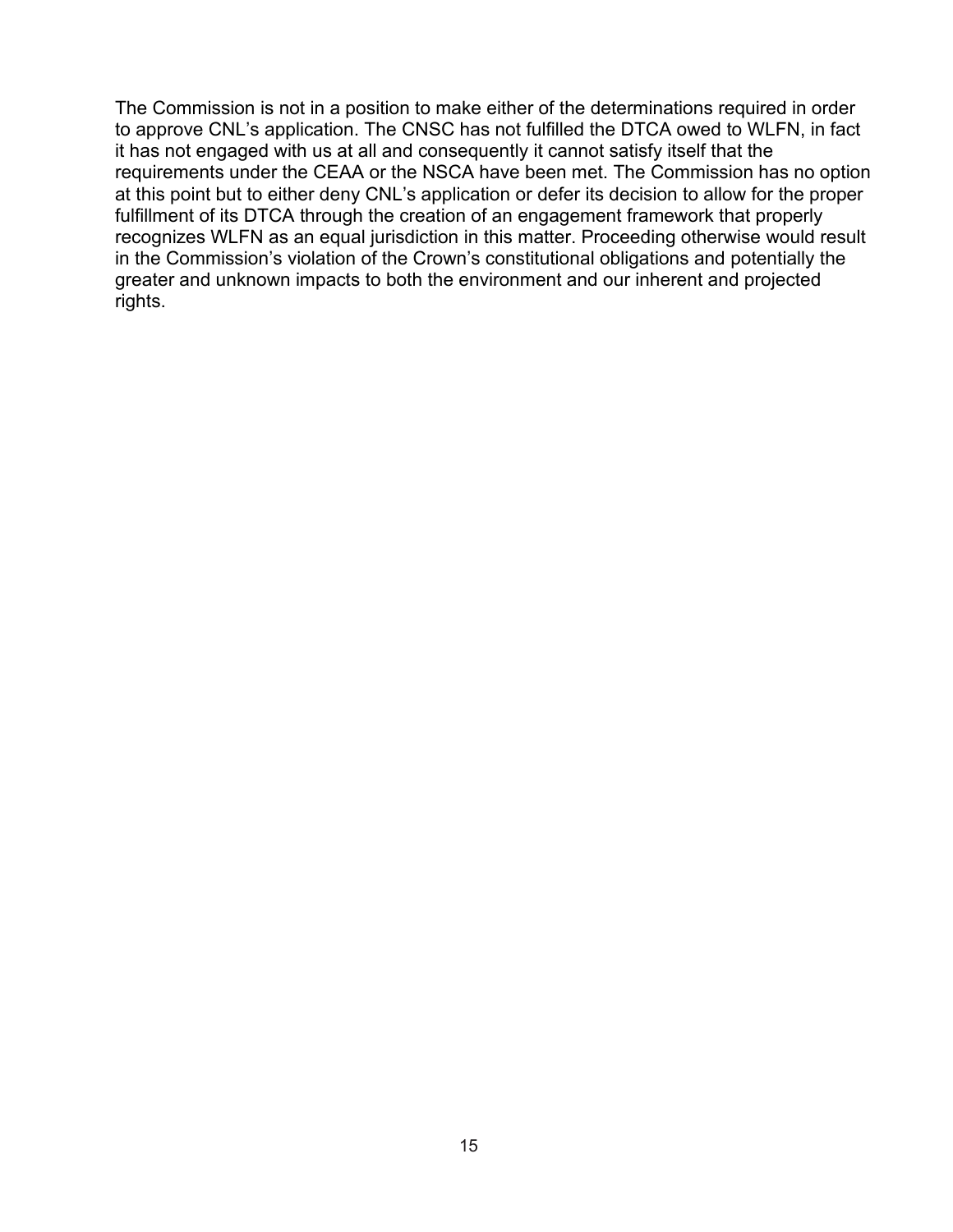The Commission is not in a position to make either of the determinations required in order to approve CNL's application. The CNSC has not fulfilled the DTCA owed to WLFN, in fact it has not engaged with us at all and consequently it cannot satisfy itself that the requirements under the CEAA or the NSCA have been met. The Commission has no option at this point but to either deny CNL's application or defer its decision to allow for the proper fulfillment of its DTCA through the creation of an engagement framework that properly recognizes WLFN as an equal jurisdiction in this matter. Proceeding otherwise would result in the Commission's violation of the Crown's constitutional obligations and potentially the greater and unknown impacts to both the environment and our inherent and projected rights.